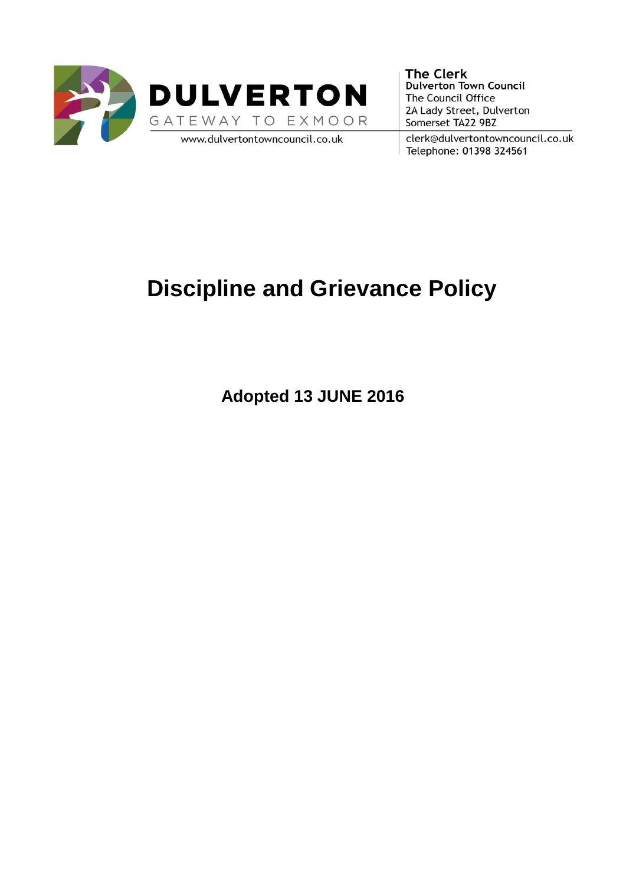**DULVERTON**

GATEWAY TO EXMOOR

www.dulvertontowncouncil.co.uk

**The Clerk**
**Dulverton Town Council**
The Council Office
2A Lady Street, Dulverton
Somerset TA22 9BZ

clerk@dulvertontowncouncil.co.uk
Telephone: 01398 324561

# Discipline and Grievance Policy

**Adopted 13 JUNE 2016**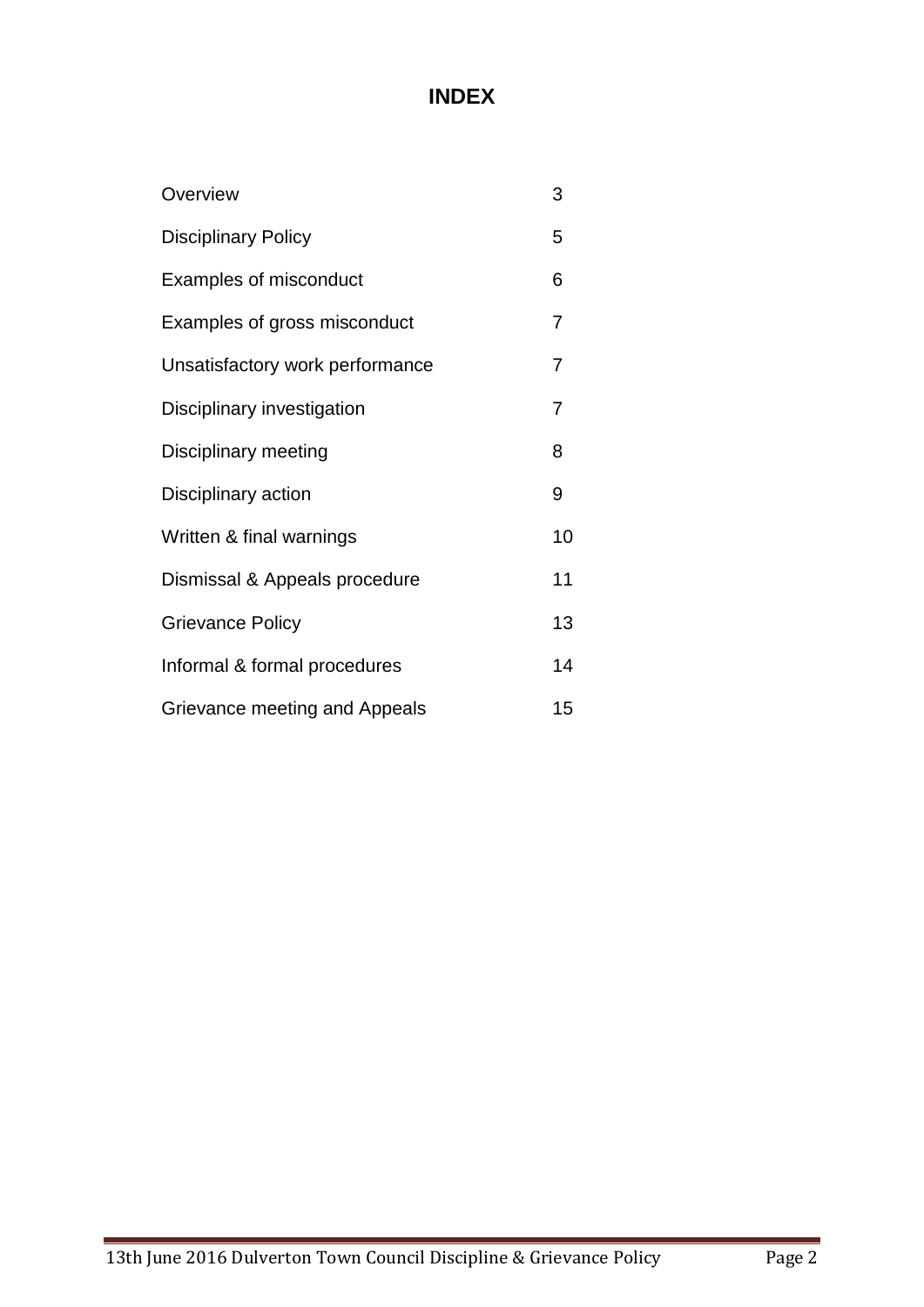# INDEX

| | |
|---|---|
| Overview | 3 |
| Disciplinary Policy | 5 |
| Examples of misconduct | 6 |
| Examples of gross misconduct | 7 |
| Unsatisfactory work performance | 7 |
| Disciplinary investigation | 7 |
| Disciplinary meeting | 8 |
| Disciplinary action | 9 |
| Written & final warnings | 10 |
| Dismissal & Appeals procedure | 11 |
| Grievance Policy | 13 |
| Informal & formal procedures | 14 |
| Grievance meeting and Appeals | 15 |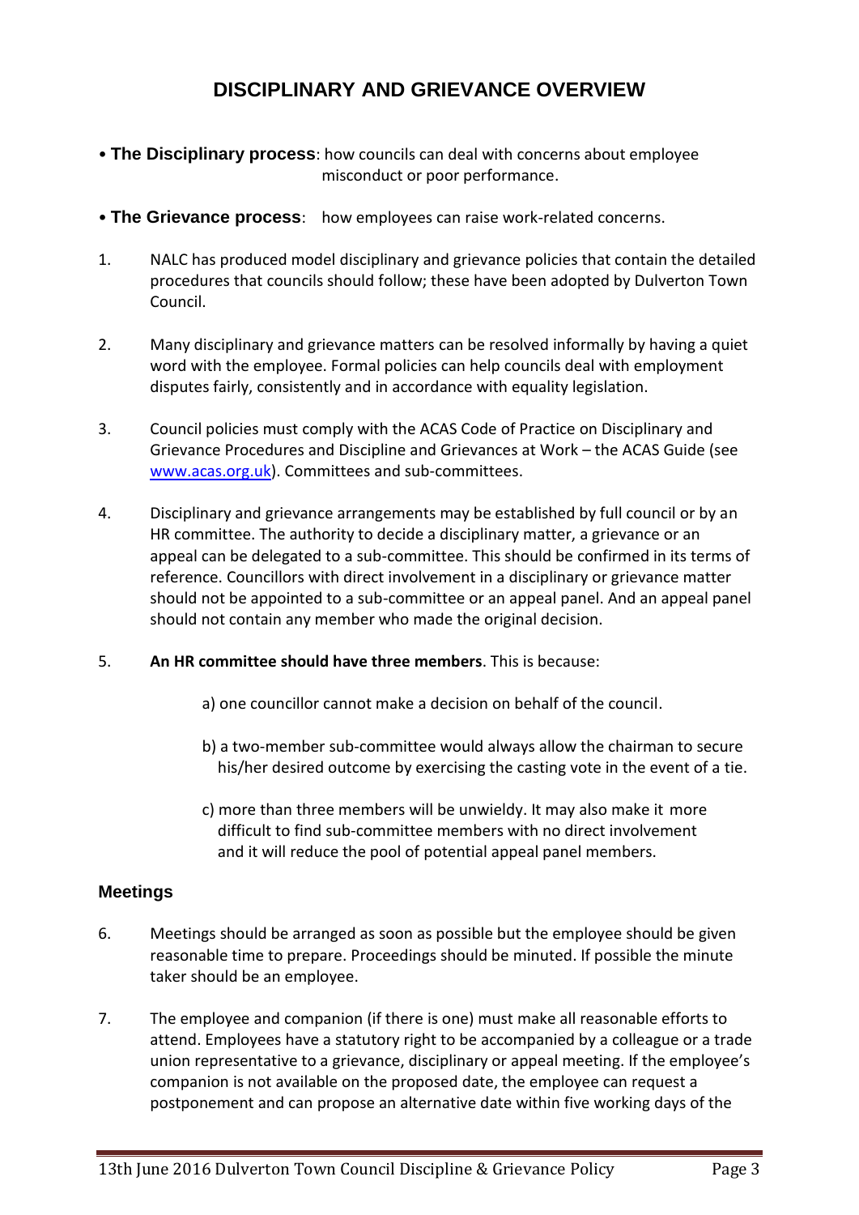# DISCIPLINARY AND GRIEVANCE OVERVIEW

- **The Disciplinary process**: how councils can deal with concerns about employee misconduct or poor performance.

- **The Grievance process**: how employees can raise work-related concerns.

1. NALC has produced model disciplinary and grievance policies that contain the detailed procedures that councils should follow; these have been adopted by Dulverton Town Council.

2. Many disciplinary and grievance matters can be resolved informally by having a quiet word with the employee. Formal policies can help councils deal with employment disputes fairly, consistently and in accordance with equality legislation.

3. Council policies must comply with the ACAS Code of Practice on Disciplinary and Grievance Procedures and Discipline and Grievances at Work – the ACAS Guide (see [www.acas.org.uk](http://www.acas.org.uk)). Committees and sub-committees.

4. Disciplinary and grievance arrangements may be established by full council or by an HR committee. The authority to decide a disciplinary matter, a grievance or an appeal can be delegated to a sub-committee. This should be confirmed in its terms of reference. Councillors with direct involvement in a disciplinary or grievance matter should not be appointed to a sub-committee or an appeal panel. And an appeal panel should not contain any member who made the original decision.

5. **An HR committee should have three members**. This is because:

   a) one councillor cannot make a decision on behalf of the council.

   b) a two-member sub-committee would always allow the chairman to secure his/her desired outcome by exercising the casting vote in the event of a tie.

   c) more than three members will be unwieldy. It may also make it more difficult to find sub-committee members with no direct involvement and it will reduce the pool of potential appeal panel members.

## Meetings

6. Meetings should be arranged as soon as possible but the employee should be given reasonable time to prepare. Proceedings should be minuted. If possible the minute taker should be an employee.

7. The employee and companion (if there is one) must make all reasonable efforts to attend. Employees have a statutory right to be accompanied by a colleague or a trade union representative to a grievance, disciplinary or appeal meeting. If the employee's companion is not available on the proposed date, the employee can request a postponement and can propose an alternative date within five working days of the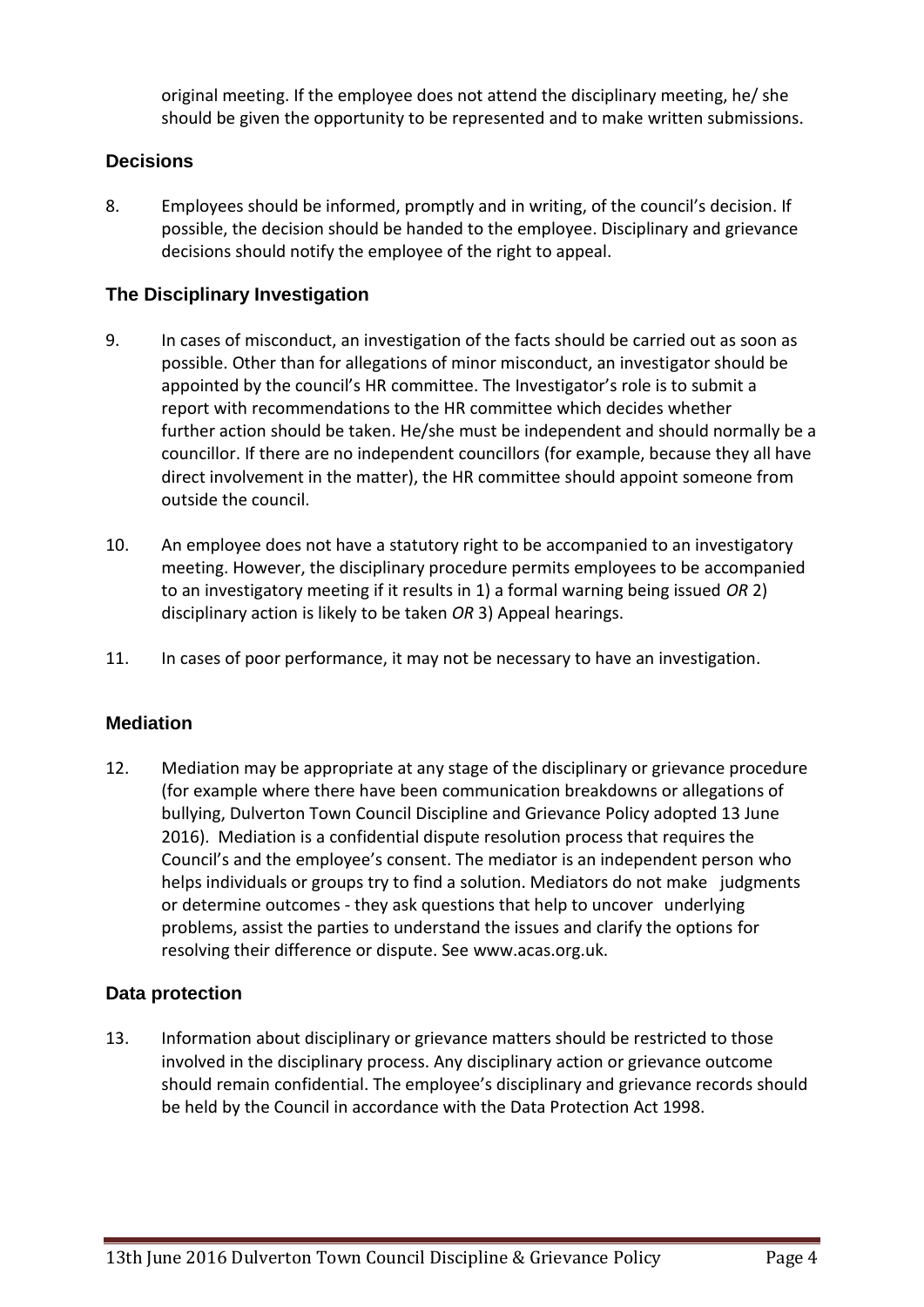original meeting. If the employee does not attend the disciplinary meeting, he/ she should be given the opportunity to be represented and to make written submissions.

## Decisions

8. Employees should be informed, promptly and in writing, of the council's decision. If possible, the decision should be handed to the employee. Disciplinary and grievance decisions should notify the employee of the right to appeal.

## The Disciplinary Investigation

9. In cases of misconduct, an investigation of the facts should be carried out as soon as possible. Other than for allegations of minor misconduct, an investigator should be appointed by the council's HR committee. The Investigator's role is to submit a report with recommendations to the HR committee which decides whether further action should be taken. He/she must be independent and should normally be a councillor. If there are no independent councillors (for example, because they all have direct involvement in the matter), the HR committee should appoint someone from outside the council.

10. An employee does not have a statutory right to be accompanied to an investigatory meeting. However, the disciplinary procedure permits employees to be accompanied to an investigatory meeting if it results in 1) a formal warning being issued *OR* 2) disciplinary action is likely to be taken *OR* 3) Appeal hearings.

11. In cases of poor performance, it may not be necessary to have an investigation.

## Mediation

12. Mediation may be appropriate at any stage of the disciplinary or grievance procedure (for example where there have been communication breakdowns or allegations of bullying, Dulverton Town Council Discipline and Grievance Policy adopted 13 June 2016). Mediation is a confidential dispute resolution process that requires the Council's and the employee's consent. The mediator is an independent person who helps individuals or groups try to find a solution. Mediators do not make judgments or determine outcomes - they ask questions that help to uncover underlying problems, assist the parties to understand the issues and clarify the options for resolving their difference or dispute. See www.acas.org.uk.

## Data protection

13. Information about disciplinary or grievance matters should be restricted to those involved in the disciplinary process. Any disciplinary action or grievance outcome should remain confidential. The employee's disciplinary and grievance records should be held by the Council in accordance with the Data Protection Act 1998.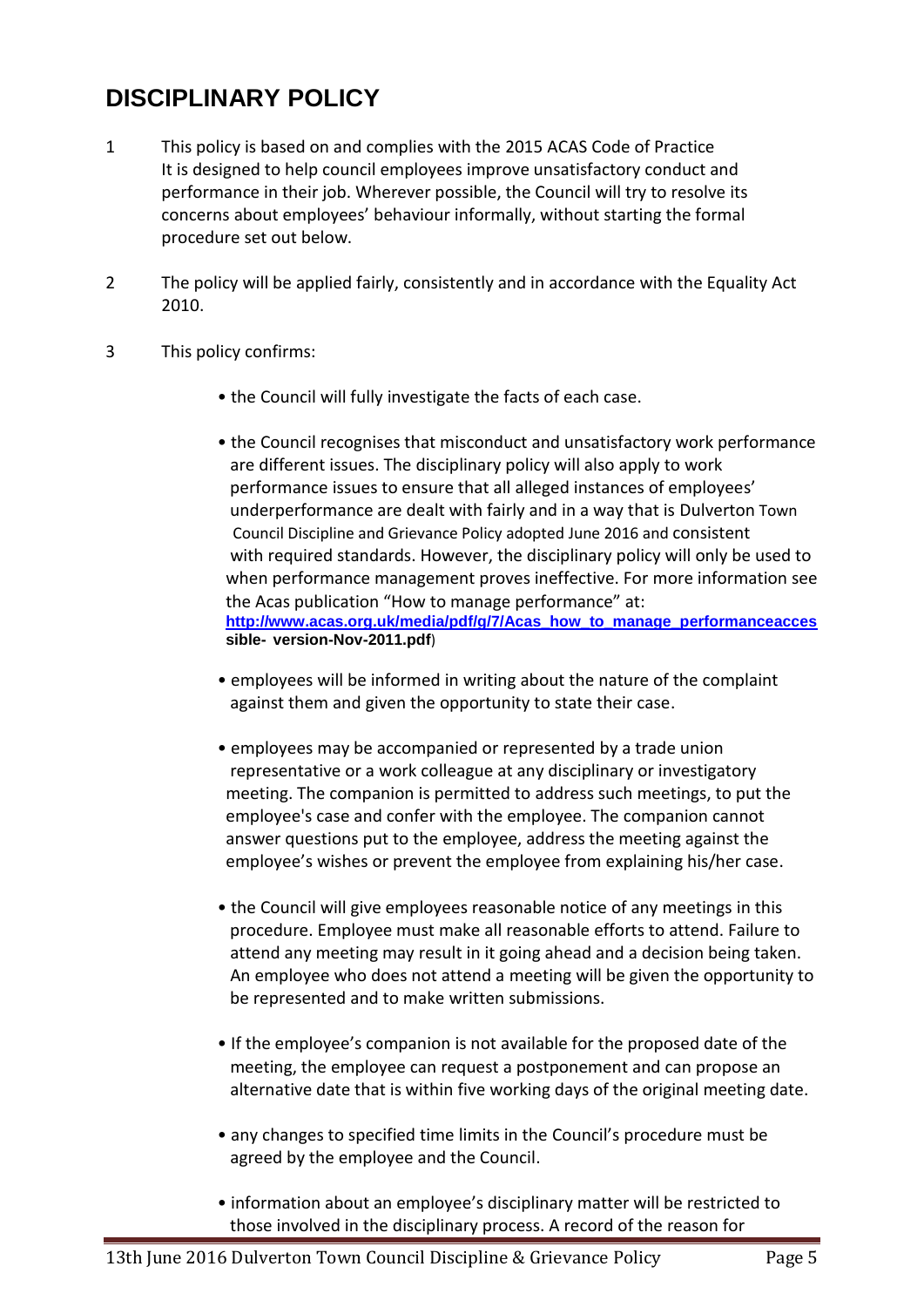# DISCIPLINARY POLICY

1 This policy is based on and complies with the 2015 ACAS Code of Practice It is designed to help council employees improve unsatisfactory conduct and performance in their job. Wherever possible, the Council will try to resolve its concerns about employees' behaviour informally, without starting the formal procedure set out below.

2 The policy will be applied fairly, consistently and in accordance with the Equality Act 2010.

3 This policy confirms:

- the Council will fully investigate the facts of each case.

- the Council recognises that misconduct and unsatisfactory work performance are different issues. The disciplinary policy will also apply to work performance issues to ensure that all alleged instances of employees' underperformance are dealt with fairly and in a way that is Dulverton Town Council Discipline and Grievance Policy adopted June 2016 and consistent with required standards. However, the disciplinary policy will only be used to when performance management proves ineffective. For more information see the Acas publication "How to manage performance" at: **http://www.acas.org.uk/media/pdf/g/7/Acas_how_to_manage_performanceaccessible- version-Nov-2011.pdf**)

- employees will be informed in writing about the nature of the complaint against them and given the opportunity to state their case.

- employees may be accompanied or represented by a trade union representative or a work colleague at any disciplinary or investigatory meeting. The companion is permitted to address such meetings, to put the employee's case and confer with the employee. The companion cannot answer questions put to the employee, address the meeting against the employee's wishes or prevent the employee from explaining his/her case.

- the Council will give employees reasonable notice of any meetings in this procedure. Employee must make all reasonable efforts to attend. Failure to attend any meeting may result in it going ahead and a decision being taken. An employee who does not attend a meeting will be given the opportunity to be represented and to make written submissions.

- If the employee's companion is not available for the proposed date of the meeting, the employee can request a postponement and can propose an alternative date that is within five working days of the original meeting date.

- any changes to specified time limits in the Council's procedure must be agreed by the employee and the Council.

- information about an employee's disciplinary matter will be restricted to those involved in the disciplinary process. A record of the reason for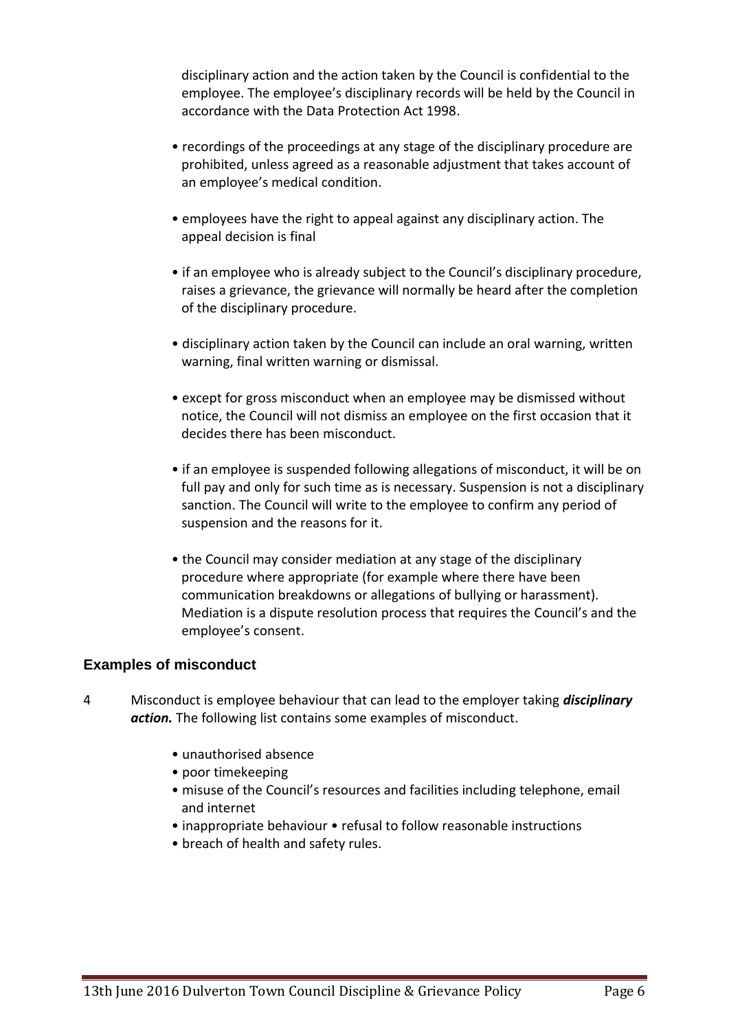disciplinary action and the action taken by the Council is confidential to the employee. The employee's disciplinary records will be held by the Council in accordance with the Data Protection Act 1998.

- recordings of the proceedings at any stage of the disciplinary procedure are prohibited, unless agreed as a reasonable adjustment that takes account of an employee's medical condition.
- employees have the right to appeal against any disciplinary action. The appeal decision is final
- if an employee who is already subject to the Council's disciplinary procedure, raises a grievance, the grievance will normally be heard after the completion of the disciplinary procedure.
- disciplinary action taken by the Council can include an oral warning, written warning, final written warning or dismissal.
- except for gross misconduct when an employee may be dismissed without notice, the Council will not dismiss an employee on the first occasion that it decides there has been misconduct.
- if an employee is suspended following allegations of misconduct, it will be on full pay and only for such time as is necessary. Suspension is not a disciplinary sanction. The Council will write to the employee to confirm any period of suspension and the reasons for it.
- the Council may consider mediation at any stage of the disciplinary procedure where appropriate (for example where there have been communication breakdowns or allegations of bullying or harassment). Mediation is a dispute resolution process that requires the Council's and the employee's consent.

### Examples of misconduct

4 Misconduct is employee behaviour that can lead to the employer taking ***disciplinary action.*** The following list contains some examples of misconduct.

- unauthorised absence
- poor timekeeping
- misuse of the Council's resources and facilities including telephone, email and internet
- inappropriate behaviour • refusal to follow reasonable instructions
- breach of health and safety rules.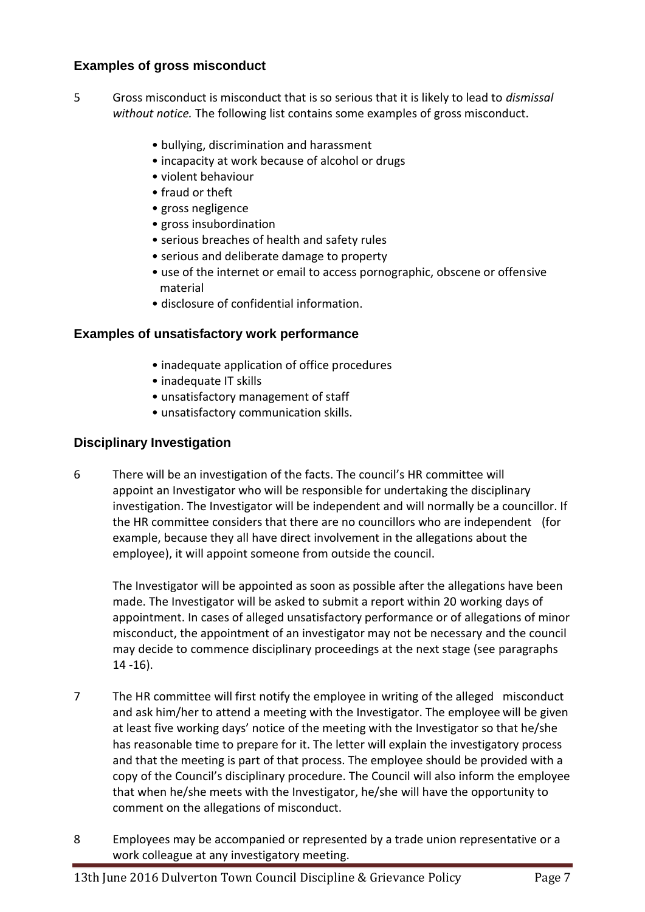## Examples of gross misconduct

5 Gross misconduct is misconduct that is so serious that it is likely to lead to *dismissal without notice.* The following list contains some examples of gross misconduct.

- bullying, discrimination and harassment
- incapacity at work because of alcohol or drugs
- violent behaviour
- fraud or theft
- gross negligence
- gross insubordination
- serious breaches of health and safety rules
- serious and deliberate damage to property
- use of the internet or email to access pornographic, obscene or offensive material
- disclosure of confidential information.

## Examples of unsatisfactory work performance

- inadequate application of office procedures
- inadequate IT skills
- unsatisfactory management of staff
- unsatisfactory communication skills.

## Disciplinary Investigation

6 There will be an investigation of the facts. The council's HR committee will appoint an Investigator who will be responsible for undertaking the disciplinary investigation. The Investigator will be independent and will normally be a councillor. If the HR committee considers that there are no councillors who are independent (for example, because they all have direct involvement in the allegations about the employee), it will appoint someone from outside the council.

The Investigator will be appointed as soon as possible after the allegations have been made. The Investigator will be asked to submit a report within 20 working days of appointment. In cases of alleged unsatisfactory performance or of allegations of minor misconduct, the appointment of an investigator may not be necessary and the council may decide to commence disciplinary proceedings at the next stage (see paragraphs 14 -16).

7 The HR committee will first notify the employee in writing of the alleged misconduct and ask him/her to attend a meeting with the Investigator. The employee will be given at least five working days' notice of the meeting with the Investigator so that he/she has reasonable time to prepare for it. The letter will explain the investigatory process and that the meeting is part of that process. The employee should be provided with a copy of the Council's disciplinary procedure. The Council will also inform the employee that when he/she meets with the Investigator, he/she will have the opportunity to comment on the allegations of misconduct.

8 Employees may be accompanied or represented by a trade union representative or a work colleague at any investigatory meeting.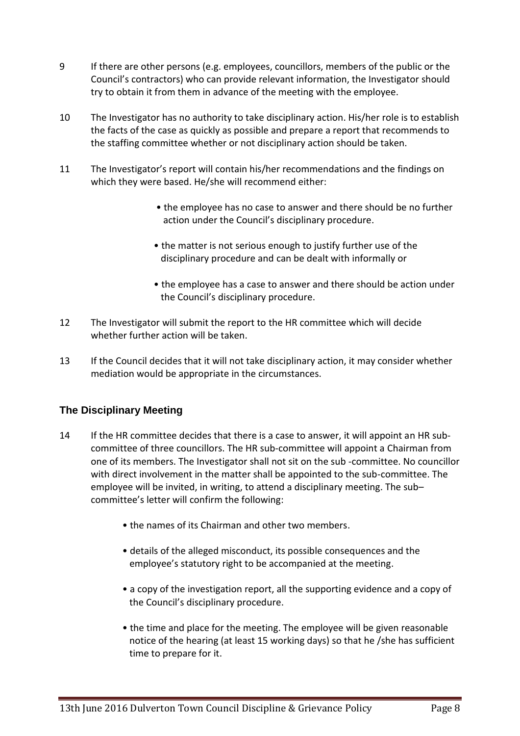9 If there are other persons (e.g. employees, councillors, members of the public or the Council's contractors) who can provide relevant information, the Investigator should try to obtain it from them in advance of the meeting with the employee.

10 The Investigator has no authority to take disciplinary action. His/her role is to establish the facts of the case as quickly as possible and prepare a report that recommends to the staffing committee whether or not disciplinary action should be taken.

11 The Investigator's report will contain his/her recommendations and the findings on which they were based. He/she will recommend either:

- the employee has no case to answer and there should be no further action under the Council's disciplinary procedure.
- the matter is not serious enough to justify further use of the disciplinary procedure and can be dealt with informally or
- the employee has a case to answer and there should be action under the Council's disciplinary procedure.

12 The Investigator will submit the report to the HR committee which will decide whether further action will be taken.

13 If the Council decides that it will not take disciplinary action, it may consider whether mediation would be appropriate in the circumstances.

### The Disciplinary Meeting

14 If the HR committee decides that there is a case to answer, it will appoint an HR sub-committee of three councillors. The HR sub-committee will appoint a Chairman from one of its members. The Investigator shall not sit on the sub -committee. No councillor with direct involvement in the matter shall be appointed to the sub-committee. The employee will be invited, in writing, to attend a disciplinary meeting. The sub–committee's letter will confirm the following:

- the names of its Chairman and other two members.
- details of the alleged misconduct, its possible consequences and the employee's statutory right to be accompanied at the meeting.
- a copy of the investigation report, all the supporting evidence and a copy of the Council's disciplinary procedure.
- the time and place for the meeting. The employee will be given reasonable notice of the hearing (at least 15 working days) so that he /she has sufficient time to prepare for it.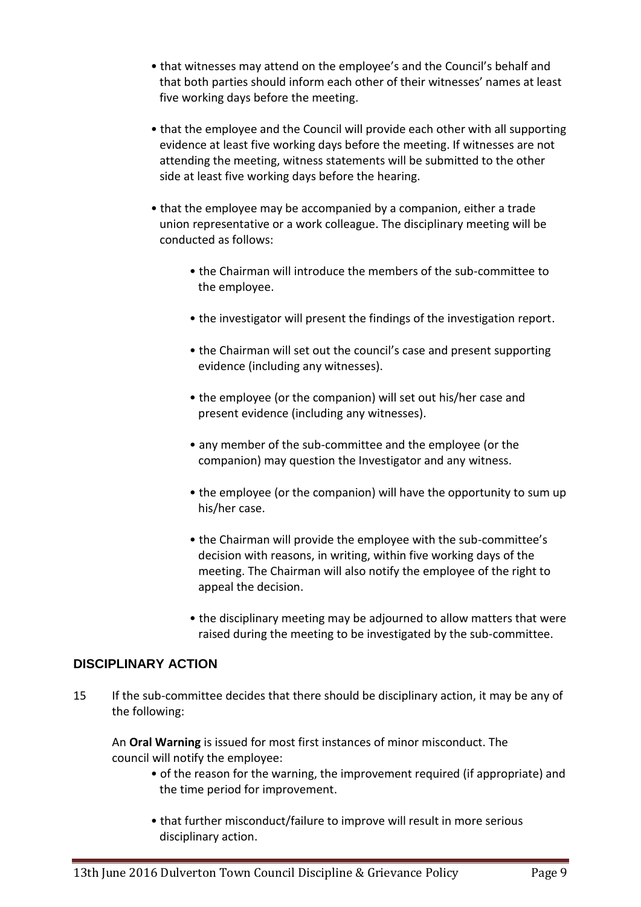- that witnesses may attend on the employee's and the Council's behalf and that both parties should inform each other of their witnesses' names at least five working days before the meeting.

- that the employee and the Council will provide each other with all supporting evidence at least five working days before the meeting. If witnesses are not attending the meeting, witness statements will be submitted to the other side at least five working days before the hearing.

- that the employee may be accompanied by a companion, either a trade union representative or a work colleague. The disciplinary meeting will be conducted as follows:

  - the Chairman will introduce the members of the sub-committee to the employee.

  - the investigator will present the findings of the investigation report.

  - the Chairman will set out the council's case and present supporting evidence (including any witnesses).

  - the employee (or the companion) will set out his/her case and present evidence (including any witnesses).

  - any member of the sub-committee and the employee (or the companion) may question the Investigator and any witness.

  - the employee (or the companion) will have the opportunity to sum up his/her case.

  - the Chairman will provide the employee with the sub-committee's decision with reasons, in writing, within five working days of the meeting. The Chairman will also notify the employee of the right to appeal the decision.

  - the disciplinary meeting may be adjourned to allow matters that were raised during the meeting to be investigated by the sub-committee.

## DISCIPLINARY ACTION

15 If the sub-committee decides that there should be disciplinary action, it may be any of the following:

An **Oral Warning** is issued for most first instances of minor misconduct. The council will notify the employee:

- of the reason for the warning, the improvement required (if appropriate) and the time period for improvement.

- that further misconduct/failure to improve will result in more serious disciplinary action.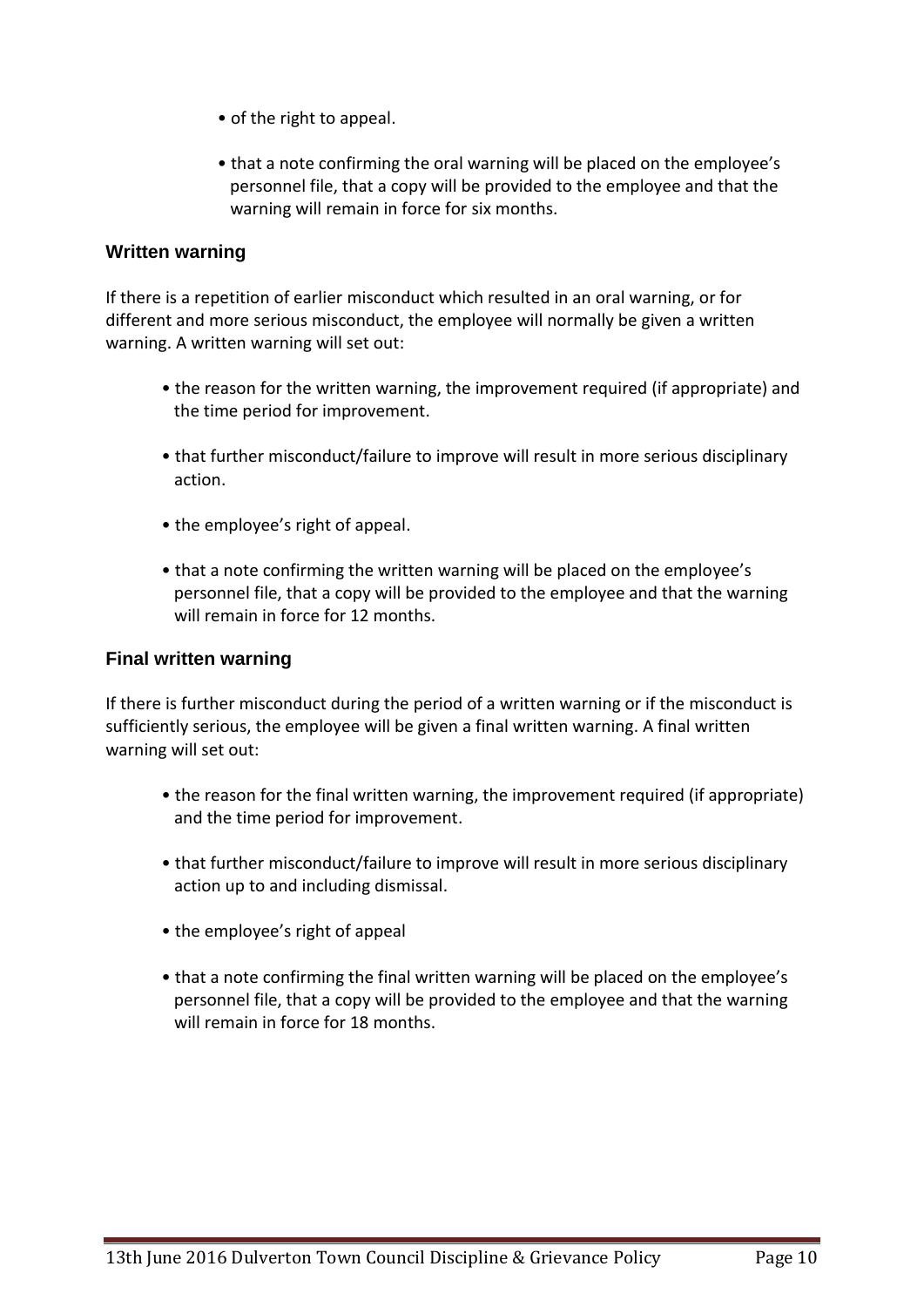- of the right to appeal.

- that a note confirming the oral warning will be placed on the employee's personnel file, that a copy will be provided to the employee and that the warning will remain in force for six months.

### Written warning

If there is a repetition of earlier misconduct which resulted in an oral warning, or for different and more serious misconduct, the employee will normally be given a written warning. A written warning will set out:

- the reason for the written warning, the improvement required (if appropriate) and the time period for improvement.

- that further misconduct/failure to improve will result in more serious disciplinary action.

- the employee's right of appeal.

- that a note confirming the written warning will be placed on the employee's personnel file, that a copy will be provided to the employee and that the warning will remain in force for 12 months.

### Final written warning

If there is further misconduct during the period of a written warning or if the misconduct is sufficiently serious, the employee will be given a final written warning. A final written warning will set out:

- the reason for the final written warning, the improvement required (if appropriate) and the time period for improvement.

- that further misconduct/failure to improve will result in more serious disciplinary action up to and including dismissal.

- the employee's right of appeal

- that a note confirming the final written warning will be placed on the employee's personnel file, that a copy will be provided to the employee and that the warning will remain in force for 18 months.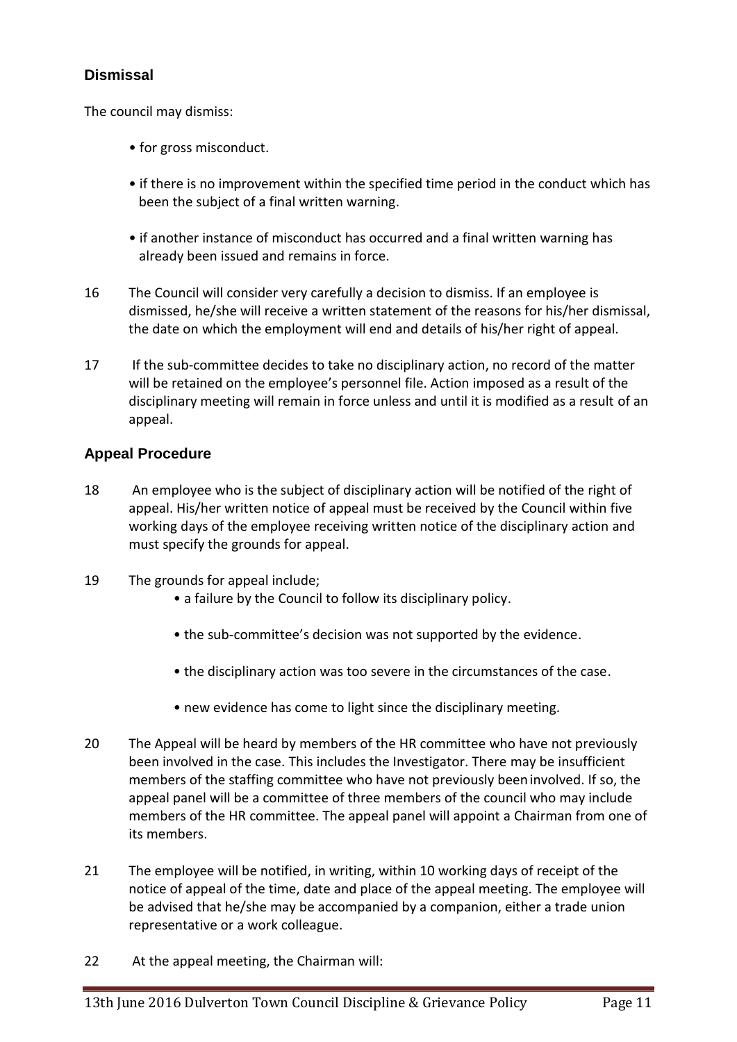## Dismissal

The council may dismiss:

- for gross misconduct.
- if there is no improvement within the specified time period in the conduct which has been the subject of a final written warning.
- if another instance of misconduct has occurred and a final written warning has already been issued and remains in force.

16 The Council will consider very carefully a decision to dismiss. If an employee is dismissed, he/she will receive a written statement of the reasons for his/her dismissal, the date on which the employment will end and details of his/her right of appeal.

17 If the sub-committee decides to take no disciplinary action, no record of the matter will be retained on the employee's personnel file. Action imposed as a result of the disciplinary meeting will remain in force unless and until it is modified as a result of an appeal.

## Appeal Procedure

18 An employee who is the subject of disciplinary action will be notified of the right of appeal. His/her written notice of appeal must be received by the Council within five working days of the employee receiving written notice of the disciplinary action and must specify the grounds for appeal.

19 The grounds for appeal include;

- a failure by the Council to follow its disciplinary policy.
- the sub-committee's decision was not supported by the evidence.
- the disciplinary action was too severe in the circumstances of the case.
- new evidence has come to light since the disciplinary meeting.

20 The Appeal will be heard by members of the HR committee who have not previously been involved in the case. This includes the Investigator. There may be insufficient members of the staffing committee who have not previously been involved. If so, the appeal panel will be a committee of three members of the council who may include members of the HR committee. The appeal panel will appoint a Chairman from one of its members.

21 The employee will be notified, in writing, within 10 working days of receipt of the notice of appeal of the time, date and place of the appeal meeting. The employee will be advised that he/she may be accompanied by a companion, either a trade union representative or a work colleague.

22 At the appeal meeting, the Chairman will: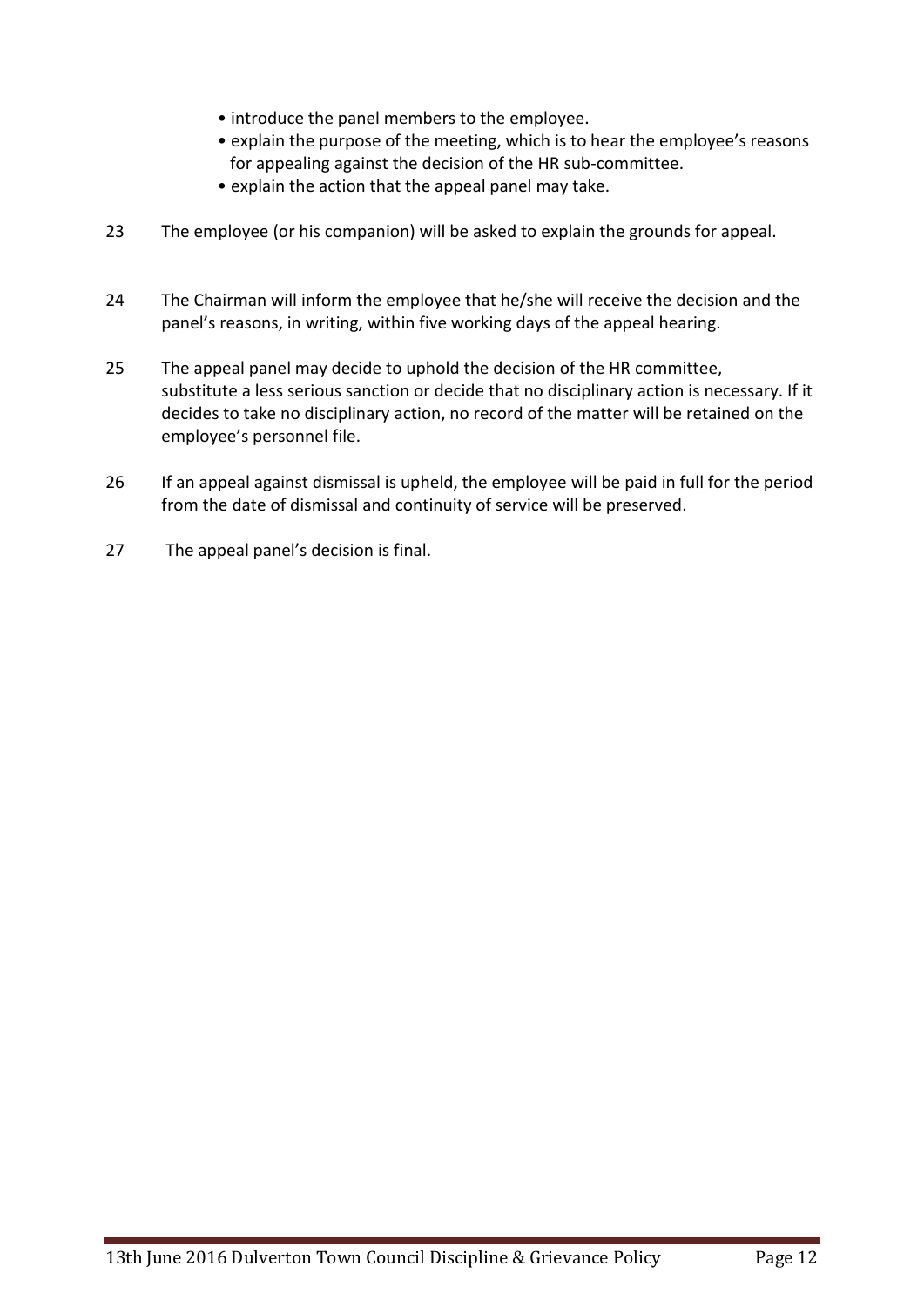- introduce the panel members to the employee.
- explain the purpose of the meeting, which is to hear the employee's reasons for appealing against the decision of the HR sub-committee.
- explain the action that the appeal panel may take.

23 The employee (or his companion) will be asked to explain the grounds for appeal.

24 The Chairman will inform the employee that he/she will receive the decision and the panel's reasons, in writing, within five working days of the appeal hearing.

25 The appeal panel may decide to uphold the decision of the HR committee, substitute a less serious sanction or decide that no disciplinary action is necessary. If it decides to take no disciplinary action, no record of the matter will be retained on the employee's personnel file.

26 If an appeal against dismissal is upheld, the employee will be paid in full for the period from the date of dismissal and continuity of service will be preserved.

27 The appeal panel's decision is final.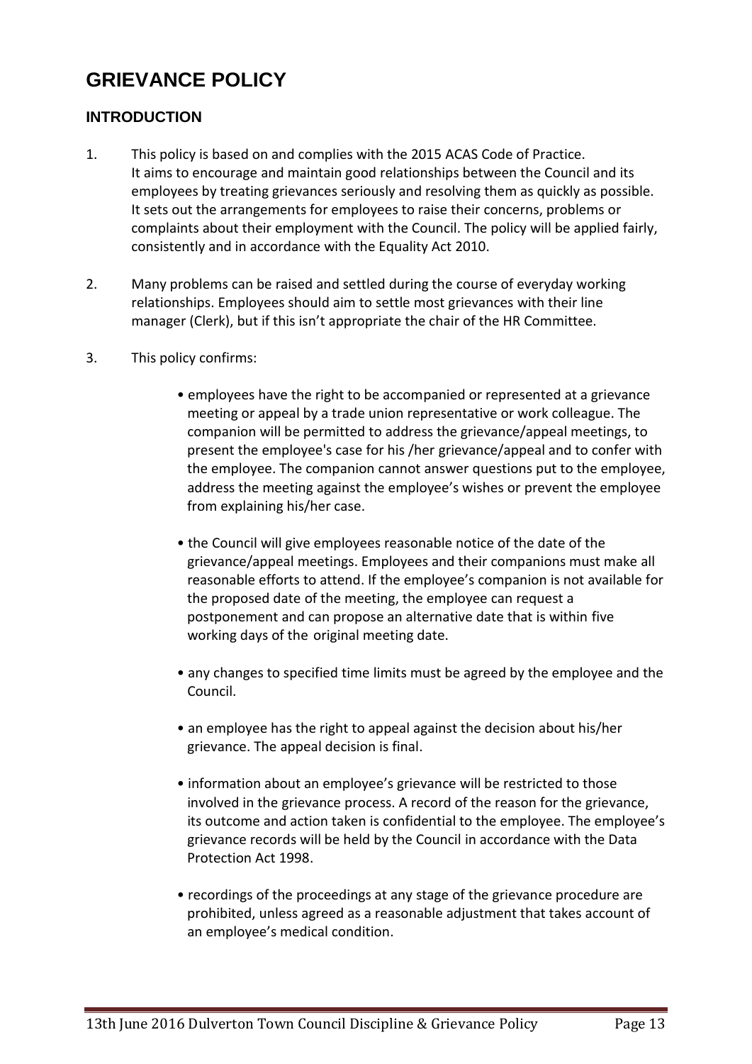# GRIEVANCE POLICY

## INTRODUCTION

1. This policy is based on and complies with the 2015 ACAS Code of Practice. It aims to encourage and maintain good relationships between the Council and its employees by treating grievances seriously and resolving them as quickly as possible. It sets out the arrangements for employees to raise their concerns, problems or complaints about their employment with the Council. The policy will be applied fairly, consistently and in accordance with the Equality Act 2010.

2. Many problems can be raised and settled during the course of everyday working relationships. Employees should aim to settle most grievances with their line manager (Clerk), but if this isn't appropriate the chair of the HR Committee.

3. This policy confirms:

    - employees have the right to be accompanied or represented at a grievance meeting or appeal by a trade union representative or work colleague. The companion will be permitted to address the grievance/appeal meetings, to present the employee's case for his /her grievance/appeal and to confer with the employee. The companion cannot answer questions put to the employee, address the meeting against the employee's wishes or prevent the employee from explaining his/her case.

    - the Council will give employees reasonable notice of the date of the grievance/appeal meetings. Employees and their companions must make all reasonable efforts to attend. If the employee's companion is not available for the proposed date of the meeting, the employee can request a postponement and can propose an alternative date that is within five working days of the original meeting date.

    - any changes to specified time limits must be agreed by the employee and the Council.

    - an employee has the right to appeal against the decision about his/her grievance. The appeal decision is final.

    - information about an employee's grievance will be restricted to those involved in the grievance process. A record of the reason for the grievance, its outcome and action taken is confidential to the employee. The employee's grievance records will be held by the Council in accordance with the Data Protection Act 1998.

    - recordings of the proceedings at any stage of the grievance procedure are prohibited, unless agreed as a reasonable adjustment that takes account of an employee's medical condition.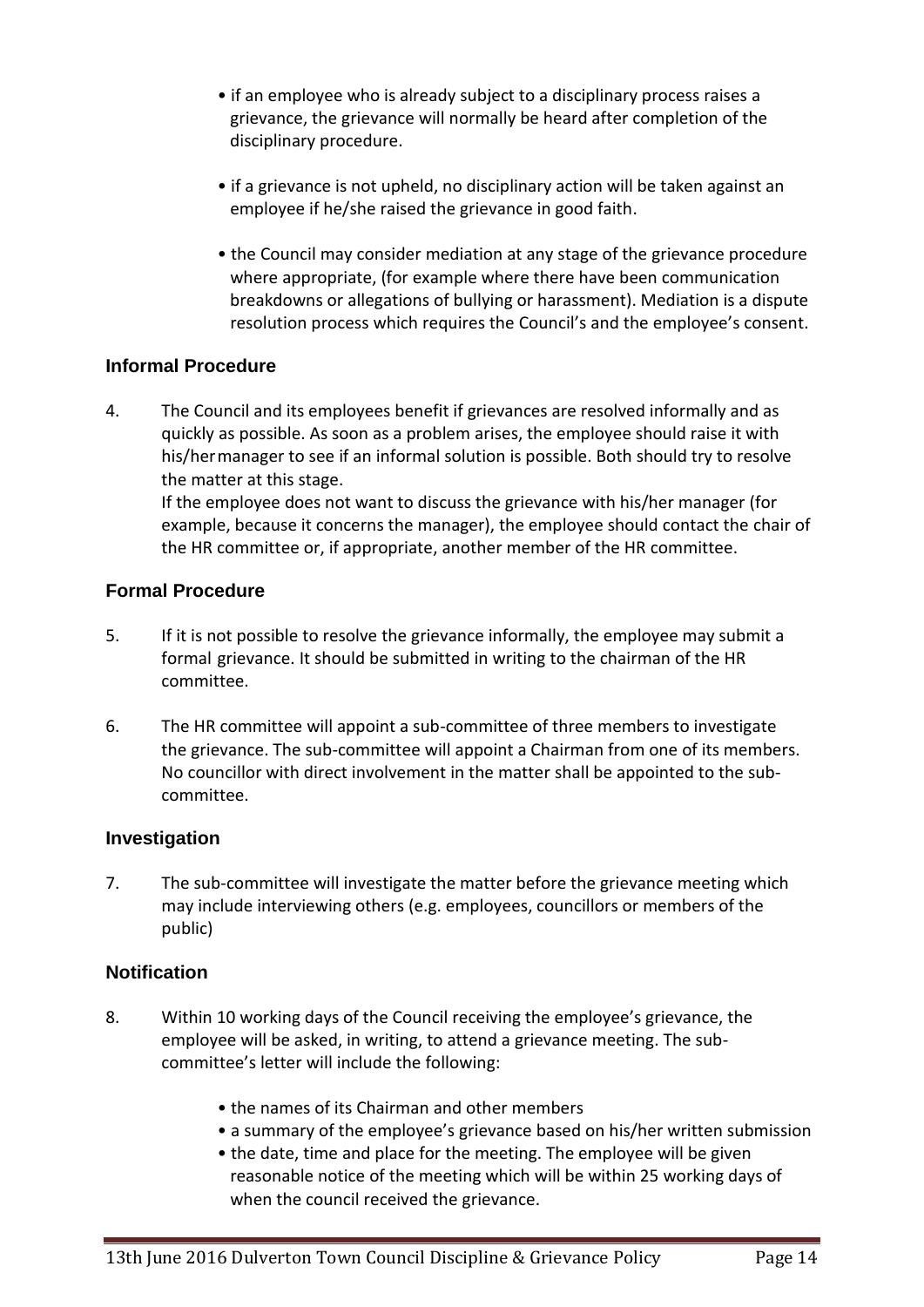- if an employee who is already subject to a disciplinary process raises a grievance, the grievance will normally be heard after completion of the disciplinary procedure.
- if a grievance is not upheld, no disciplinary action will be taken against an employee if he/she raised the grievance in good faith.
- the Council may consider mediation at any stage of the grievance procedure where appropriate, (for example where there have been communication breakdowns or allegations of bullying or harassment). Mediation is a dispute resolution process which requires the Council's and the employee's consent.

### Informal Procedure

4. The Council and its employees benefit if grievances are resolved informally and as quickly as possible. As soon as a problem arises, the employee should raise it with his/her manager to see if an informal solution is possible. Both should try to resolve the matter at this stage.

   If the employee does not want to discuss the grievance with his/her manager (for example, because it concerns the manager), the employee should contact the chair of the HR committee or, if appropriate, another member of the HR committee.

### Formal Procedure

5. If it is not possible to resolve the grievance informally, the employee may submit a formal grievance. It should be submitted in writing to the chairman of the HR committee.

6. The HR committee will appoint a sub-committee of three members to investigate the grievance. The sub-committee will appoint a Chairman from one of its members. No councillor with direct involvement in the matter shall be appointed to the sub-committee.

### Investigation

7. The sub-committee will investigate the matter before the grievance meeting which may include interviewing others (e.g. employees, councillors or members of the public)

### Notification

8. Within 10 working days of the Council receiving the employee's grievance, the employee will be asked, in writing, to attend a grievance meeting. The sub-committee's letter will include the following:

   - the names of its Chairman and other members
   - a summary of the employee's grievance based on his/her written submission
   - the date, time and place for the meeting. The employee will be given reasonable notice of the meeting which will be within 25 working days of when the council received the grievance.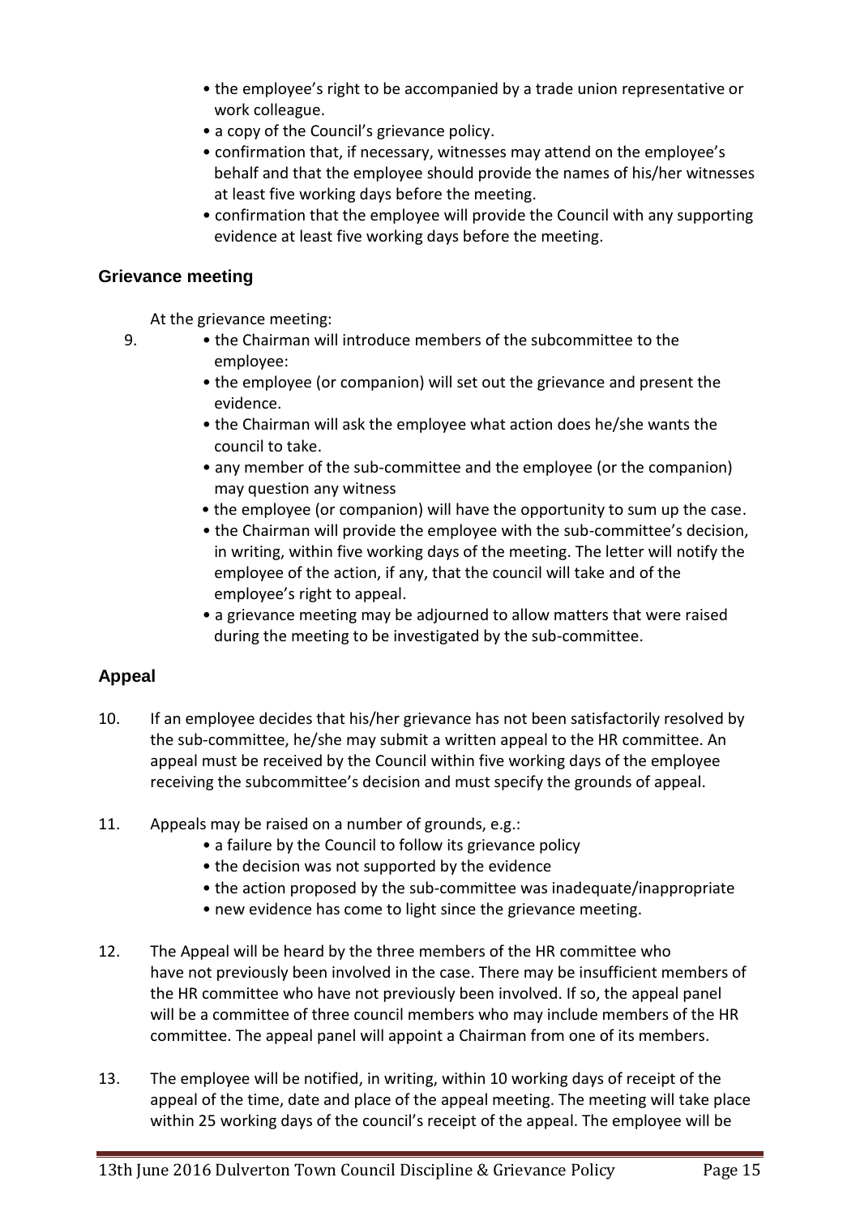- the employee's right to be accompanied by a trade union representative or work colleague.
- a copy of the Council's grievance policy.
- confirmation that, if necessary, witnesses may attend on the employee's behalf and that the employee should provide the names of his/her witnesses at least five working days before the meeting.
- confirmation that the employee will provide the Council with any supporting evidence at least five working days before the meeting.

### Grievance meeting

At the grievance meeting:

9.
- the Chairman will introduce members of the subcommittee to the employee:
- the employee (or companion) will set out the grievance and present the evidence.
- the Chairman will ask the employee what action does he/she wants the council to take.
- any member of the sub-committee and the employee (or the companion) may question any witness
- the employee (or companion) will have the opportunity to sum up the case.
- the Chairman will provide the employee with the sub-committee's decision, in writing, within five working days of the meeting. The letter will notify the employee of the action, if any, that the council will take and of the employee's right to appeal.
- a grievance meeting may be adjourned to allow matters that were raised during the meeting to be investigated by the sub-committee.

### Appeal

10. If an employee decides that his/her grievance has not been satisfactorily resolved by the sub-committee, he/she may submit a written appeal to the HR committee. An appeal must be received by the Council within five working days of the employee receiving the subcommittee's decision and must specify the grounds of appeal.

11. Appeals may be raised on a number of grounds, e.g.:
    - a failure by the Council to follow its grievance policy
    - the decision was not supported by the evidence
    - the action proposed by the sub-committee was inadequate/inappropriate
    - new evidence has come to light since the grievance meeting.

12. The Appeal will be heard by the three members of the HR committee who have not previously been involved in the case. There may be insufficient members of the HR committee who have not previously been involved. If so, the appeal panel will be a committee of three council members who may include members of the HR committee. The appeal panel will appoint a Chairman from one of its members.

13. The employee will be notified, in writing, within 10 working days of receipt of the appeal of the time, date and place of the appeal meeting. The meeting will take place within 25 working days of the council's receipt of the appeal. The employee will be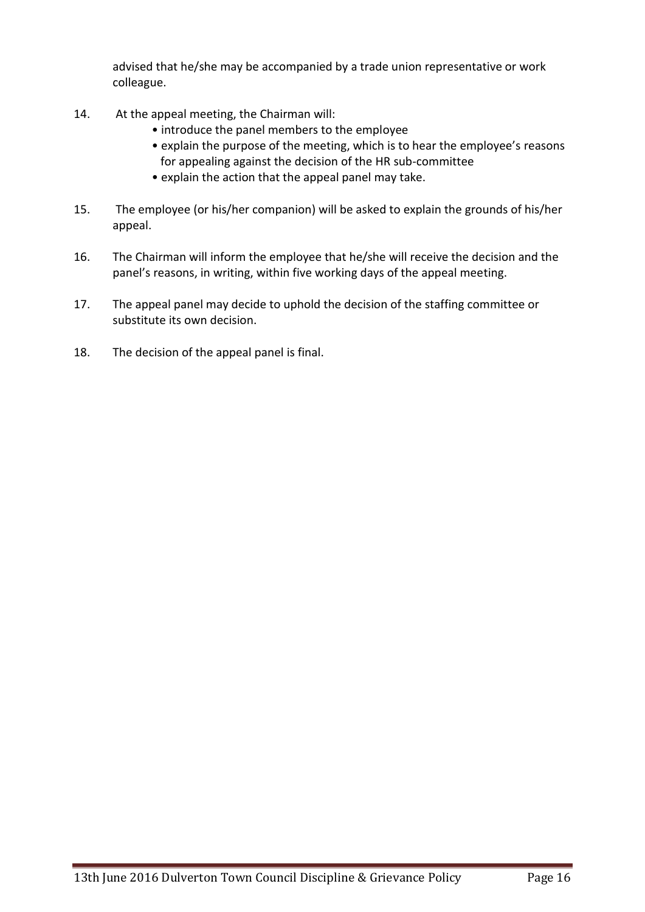advised that he/she may be accompanied by a trade union representative or work colleague.

14. At the appeal meeting, the Chairman will:
    - introduce the panel members to the employee
    - explain the purpose of the meeting, which is to hear the employee's reasons for appealing against the decision of the HR sub-committee
    - explain the action that the appeal panel may take.

15. The employee (or his/her companion) will be asked to explain the grounds of his/her appeal.

16. The Chairman will inform the employee that he/she will receive the decision and the panel's reasons, in writing, within five working days of the appeal meeting.

17. The appeal panel may decide to uphold the decision of the staffing committee or substitute its own decision.

18. The decision of the appeal panel is final.